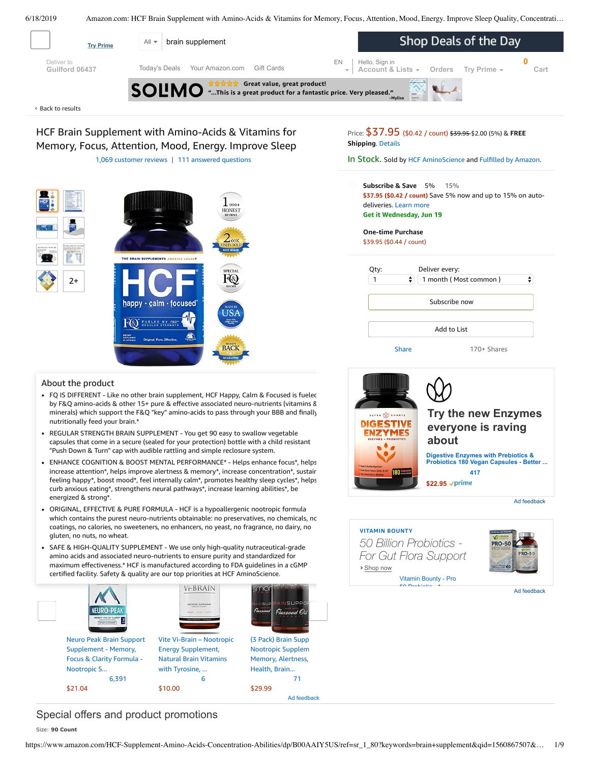Try Prime

All ▾ brain supplement

Shop Deals of the Day

Deliver to
Guilford 06437

Today's Deals Your Amazon.com Gift Cards

EN

Hello, Sign in
Account & Lists ▾ Orders Try Prime ▾ 0 Cart

SOLIMO ★★★★★ Great value, great product!
"...This is a great product for a fantastic price. Very pleased."
-Mylisa

‹ Back to results

# HCF Brain Supplement with Amino-Acids & Vitamins for Memory, Focus, Attention, Mood, Energy. Improve Sleep

1,069 customer reviews | 111 answered questions

Price: $37.95 ($0.42 / count) ~~$39.95~~ $2.00 (5%) & **FREE Shipping**. Details

In Stock. Sold by HCF AminoScience and Fulfilled by Amazon.

**Subscribe & Save** 5% 15%

$37.95 ($0.42 / count) Save 5% now and up to 15% on auto-deliveries. Learn more

**Get it Wednesday, Jun 19**

**One-time Purchase**

$39.95 ($0.44 / count)

Qty: 1 Deliver every: 1 month ( Most common )

Subscribe now

Add to List

Share 170+ Shares

2+

## About the product

- FQ IS DIFFERENT - Like no other brain supplement, HCF Happy, Calm & Focused is fuelec by F&Q amino-acids & other 15+ pure & effective associated neuro-nutrients (vitamins & minerals) which support the F&Q "key" amino-acids to pass through your BBB and finally nutritionally feed your brain.*
- REGULAR STRENGTH BRAIN SUPPLEMENT - You get 90 easy to swallow vegetable capsules that come in a secure (sealed for your protection) bottle with a child resistant "Push Down & Turn" cap with audible rattling and simple reclosure system.
- ENHANCE COGNITION & BOOST MENTAL PERFORMANCE* - Helps enhance focus*, helps increase attention*, help improve alertness & memory*, increase concentration*, sustair feeling happy*, boost mood*, feel internally calm*, promotes healthy sleep cycles*, helps curb anxious eating*, strengthens neural pathways*, increase learning abilities*, be energized & strong*.
- ORIGINAL, EFFECTIVE & PURE FORMULA - HCF is a hypoallergenic nootropic formula which contains the purest neuro-nutrients obtainable: no preservatives, no chemicals, nc coatings, no calories, no sweeteners, no enhancers, no yeast, no fragrance, no dairy, no gluten, no nuts, no wheat.
- SAFE & HIGH-QUALITY SUPPLEMENT - We use only high-quality nutraceutical-grade amino acids and associated neuro-nutrients to ensure purity and standardized for maximum effectiveness.* HCF is manufactured according to FDA guidelines in a cGMP certified facility. Safety & quality are our top priorities at HCF AminoScience.

Try the new Enzymes everyone is raving about

Digestive Enzymes with Prebiotics & Probiotics 180 Vegan Capsules - Better ...
417
$22.95 prime

Ad feedback

VITAMIN BOUNTY
*50 Billion Probiotics - For Gut Flora Support*
› Shop now

Vitamin Bounty - Pro
50 Probiotic - 1

Ad feedback

Neuro Peak Brain Support Supplement - Memory, Focus & Clarity Formula - Nootropic S...
6,391
$21.04

Vite Vi-Brain – Nootropic Energy Supplement, Natural Brain Vitamins with Tyrosine, ...
6
$10.00

(3 Pack) Brain Supp Nootropic Supplem Memory, Alertness, Health, Brain...
71
$29.99

Ad feedback

## Special offers and product promotions

Size: **90 Count**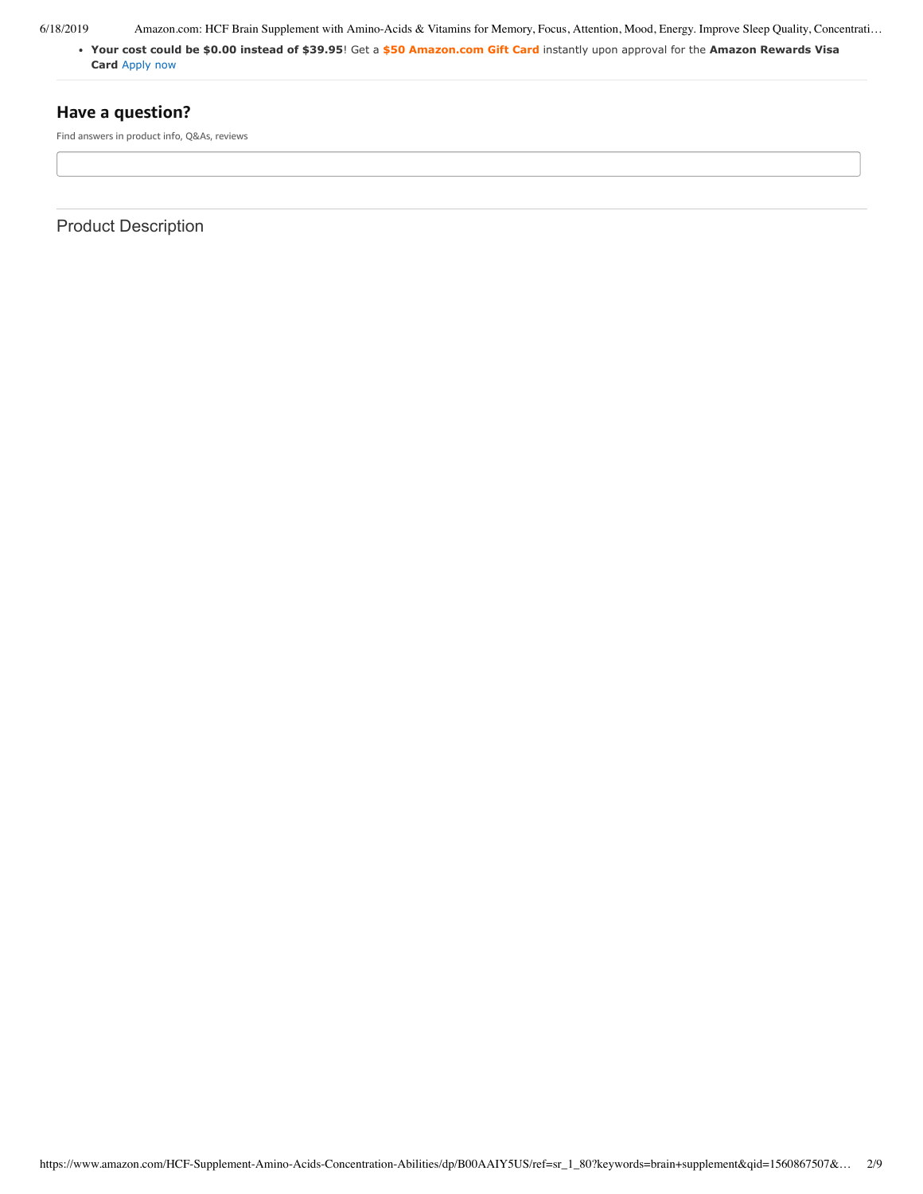- **Your cost could be $0.00 instead of $39.95**! Get a **$50 Amazon.com Gift Card** instantly upon approval for the **Amazon Rewards Visa Card** Apply now

## Have a question?

Find answers in product info, Q&As, reviews

## Product Description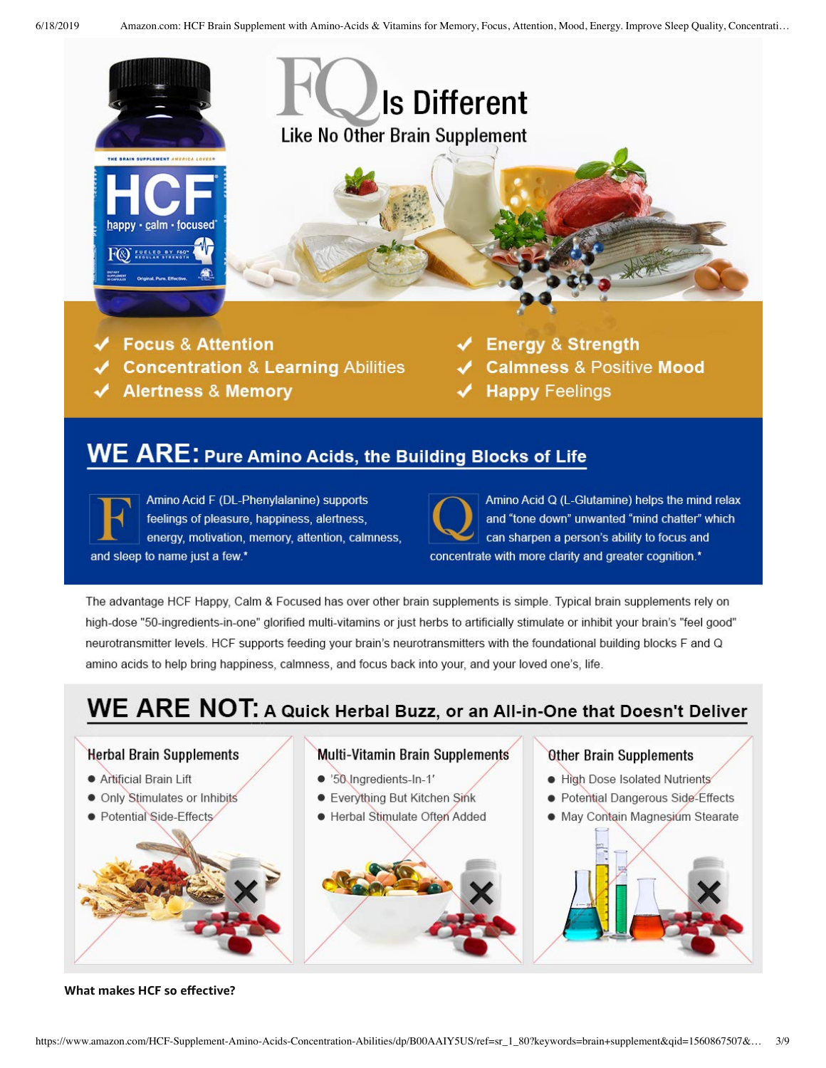# FQ Is Different

## Like No Other Brain Supplement

- ✔ **Focus** & **Attention**
- ✔ **Concentration** & **Learning** Abilities
- ✔ **Alertness** & **Memory**
- ✔ **Energy** & **Strength**
- ✔ **Calmness** & Positive **Mood**
- ✔ **Happy** Feelings

## WE ARE: Pure Amino Acids, the Building Blocks of Life

**F** Amino Acid F (DL-Phenylalanine) supports feelings of pleasure, happiness, alertness, energy, motivation, memory, attention, calmness, and sleep to name just a few.*

**Q** Amino Acid Q (L-Glutamine) helps the mind relax and "tone down" unwanted "mind chatter" which can sharpen a person's ability to focus and concentrate with more clarity and greater cognition.*

The advantage HCF Happy, Calm & Focused has over other brain supplements is simple. Typical brain supplements rely on high-dose "50-ingredients-in-one" glorified multi-vitamins or just herbs to artificially stimulate or inhibit your brain's "feel good" neurotransmitter levels. HCF supports feeding your brain's neurotransmitters with the foundational building blocks F and Q amino acids to help bring happiness, calmness, and focus back into your, and your loved one's, life.

## WE ARE NOT: A Quick Herbal Buzz, or an All-in-One that Doesn't Deliver

### Herbal Brain Supplements

- Artificial Brain Lift
- Only Stimulates or Inhibits
- Potential Side-Effects

### Multi-Vitamin Brain Supplements

- '50 Ingredients-In-1'
- Everything But Kitchen Sink
- Herbal Stimulate Often Added

### Other Brain Supplements

- High Dose Isolated Nutrients
- Potential Dangerous Side-Effects
- May Contain Magnesium Stearate

**What makes HCF so effective?**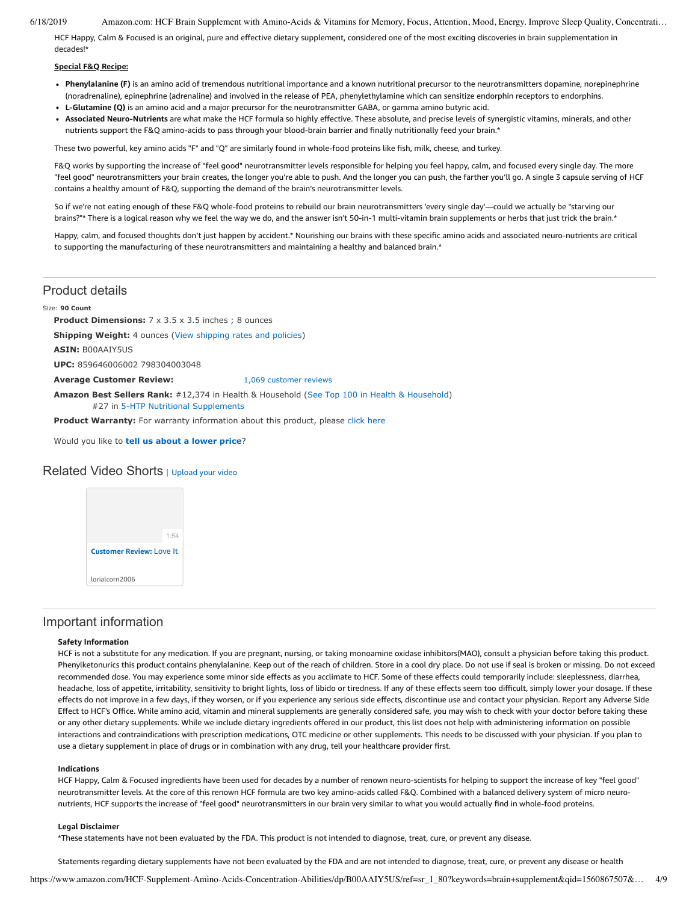HCF Happy, Calm & Focused is an original, pure and effective dietary supplement, considered one of the most exciting discoveries in brain supplementation in decades!*

**Special F&Q Recipe:**

- **Phenylalanine (F)** is an amino acid of tremendous nutritional importance and a known nutritional precursor to the neurotransmitters dopamine, norepinephrine (noradrenaline), epinephrine (adrenaline) and involved in the release of PEA, phenylethylamine which can sensitize endorphin receptors to endorphins.
- **L-Glutamine (Q)** is an amino acid and a major precursor for the neurotransmitter GABA, or gamma amino butyric acid.
- **Associated Neuro-Nutrients** are what make the HCF formula so highly effective. These absolute, and precise levels of synergistic vitamins, minerals, and other nutrients support the F&Q amino-acids to pass through your blood-brain barrier and finally nutritionally feed your brain.*

These two powerful, key amino acids "F" and "Q" are similarly found in whole-food proteins like fish, milk, cheese, and turkey.

F&Q works by supporting the increase of "feel good" neurotransmitter levels responsible for helping you feel happy, calm, and focused every single day. The more "feel good" neurotransmitters your brain creates, the longer you're able to push. And the longer you can push, the farther you'll go. A single 3 capsule serving of HCF contains a healthy amount of F&Q, supporting the demand of the brain's neurotransmitter levels.

So if we're not eating enough of these F&Q whole-food proteins to rebuild our brain neurotransmitters 'every single day'—could we actually be "starving our brains?"* There is a logical reason why we feel the way we do, and the answer isn't 50-in-1 multi-vitamin brain supplements or herbs that just trick the brain.*

Happy, calm, and focused thoughts don't just happen by accident.* Nourishing our brains with these specific amino acids and associated neuro-nutrients are critical to supporting the manufacturing of these neurotransmitters and maintaining a healthy and balanced brain.*

## Product details

Size: **90 Count**

**Product Dimensions:** 7 x 3.5 x 3.5 inches ; 8 ounces

**Shipping Weight:** 4 ounces (View shipping rates and policies)

**ASIN:** B00AAIY5US

**UPC:** 859646006002 798304003048

**Average Customer Review:** 1,069 customer reviews

**Amazon Best Sellers Rank:** #12,374 in Health & Household (See Top 100 in Health & Household)
#27 in 5-HTP Nutritional Supplements

**Product Warranty:** For warranty information about this product, please click here

Would you like to **tell us about a lower price**?

## Related Video Shorts | Upload your video

1:54
**Customer Review:** Love It
lorialcorn2006

## Important information

### Safety Information

HCF is not a substitute for any medication. If you are pregnant, nursing, or taking monoamine oxidase inhibitors(MAO), consult a physician before taking this product. Phenylketonurics this product contains phenylalanine. Keep out of the reach of children. Store in a cool dry place. Do not use if seal is broken or missing. Do not exceed recommended dose. You may experience some minor side effects as you acclimate to HCF. Some of these effects could temporarily include: sleeplessness, diarrhea, headache, loss of appetite, irritability, sensitivity to bright lights, loss of libido or tiredness. If any of these effects seem too difficult, simply lower your dosage. If these effects do not improve in a few days, if they worsen, or if you experience any serious side effects, discontinue use and contact your physician. Report any Adverse Side Effect to HCF's Office. While amino acid, vitamin and mineral supplements are generally considered safe, you may wish to check with your doctor before taking these or any other dietary supplements. While we include dietary ingredients offered in our product, this list does not help with administering information on possible interactions and contraindications with prescription medications, OTC medicine or other supplements. This needs to be discussed with your physician. If you plan to use a dietary supplement in place of drugs or in combination with any drug, tell your healthcare provider first.

### Indications

HCF Happy, Calm & Focused ingredients have been used for decades by a number of renown neuro-scientists for helping to support the increase of key "feel good" neurotransmitter levels. At the core of this renown HCF formula are two key amino-acids called F&Q. Combined with a balanced delivery system of micro neuro-nutrients, HCF supports the increase of "feel good" neurotransmitters in our brain very similar to what you would actually find in whole-food proteins.

### Legal Disclaimer

*These statements have not been evaluated by the FDA. This product is not intended to diagnose, treat, cure, or prevent any disease.

Statements regarding dietary supplements have not been evaluated by the FDA and are not intended to diagnose, treat, cure, or prevent any disease or health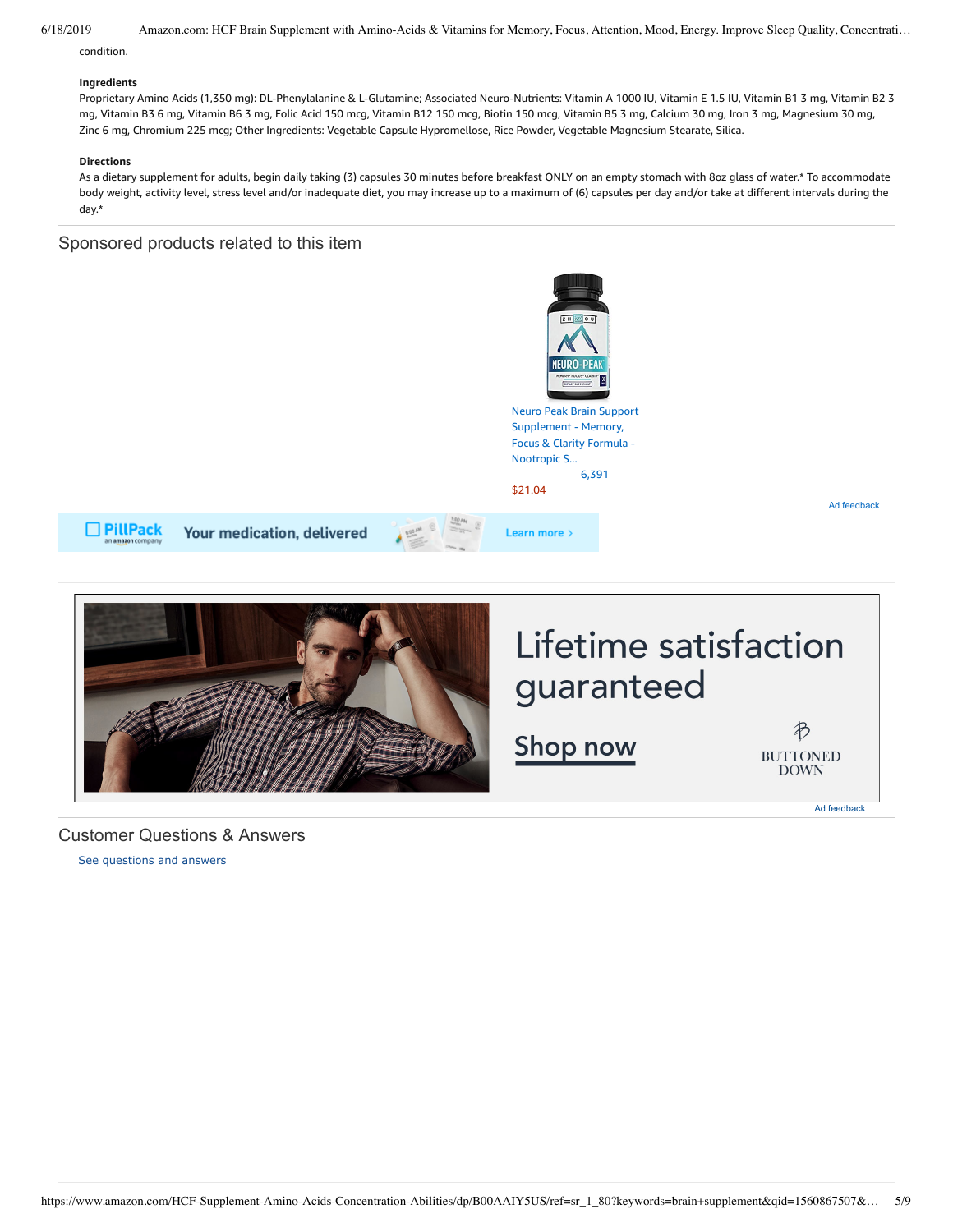condition.

**Ingredients**

Proprietary Amino Acids (1,350 mg): DL-Phenylalanine & L-Glutamine; Associated Neuro-Nutrients: Vitamin A 1000 IU, Vitamin E 1.5 IU, Vitamin B1 3 mg, Vitamin B2 3 mg, Vitamin B3 6 mg, Vitamin B6 3 mg, Folic Acid 150 mcg, Vitamin B12 150 mcg, Biotin 150 mcg, Vitamin B5 3 mg, Calcium 30 mg, Iron 3 mg, Magnesium 30 mg, Zinc 6 mg, Chromium 225 mcg; Other Ingredients: Vegetable Capsule Hypromellose, Rice Powder, Vegetable Magnesium Stearate, Silica.

**Directions**

As a dietary supplement for adults, begin daily taking (3) capsules 30 minutes before breakfast ONLY on an empty stomach with 8oz glass of water.* To accommodate body weight, activity level, stress level and/or inadequate diet, you may increase up to a maximum of (6) capsules per day and/or take at different intervals during the day.*

## Sponsored products related to this item

Neuro Peak Brain Support Supplement - Memory, Focus & Clarity Formula - Nootropic S...

6,391

$21.04

Ad feedback

PillPack an amazon company Your medication, delivered Learn more ›

Lifetime satisfaction guaranteed

Shop now

BUTTONED DOWN

Ad feedback

## Customer Questions & Answers

See questions and answers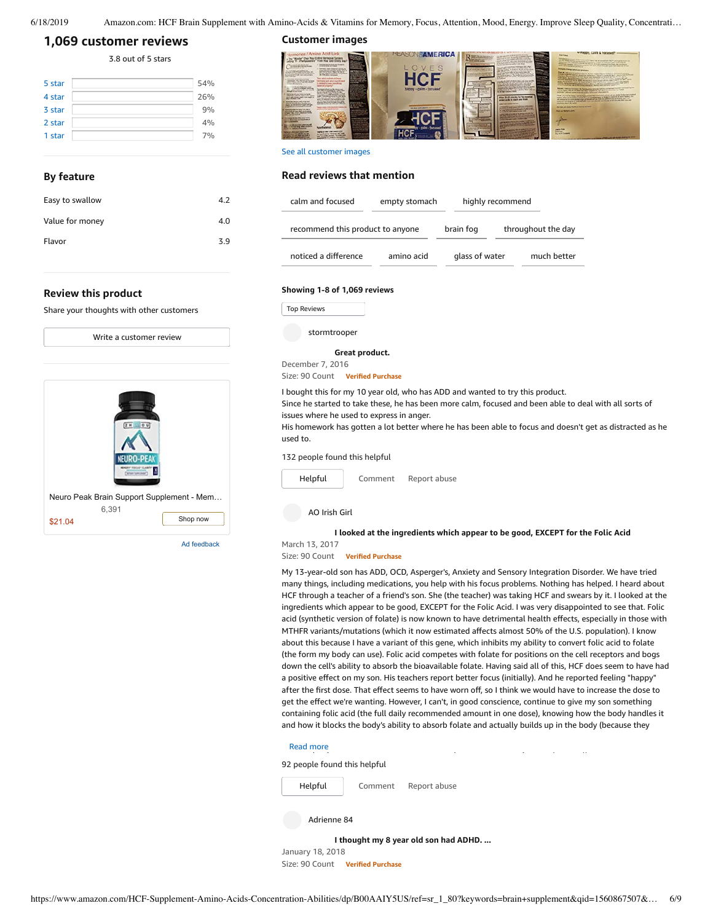## 1,069 customer reviews

3.8 out of 5 stars

| | |
|---|---|
| 5 star | 54% |
| 4 star | 26% |
| 3 star | 9% |
| 2 star | 4% |
| 1 star | 7% |

### By feature

| | |
|---|---|
| Easy to swallow | 4.2 |
| Value for money | 4.0 |
| Flavor | 3.9 |

### Review this product

Share your thoughts with other customers

Write a customer review

Neuro Peak Brain Support Supplement - Mem…

6,391

$21.04

Shop now

Ad feedback

### Customer images

See all customer images

### Read reviews that mention

calm and focused | empty stomach | highly recommend | recommend this product to anyone | brain fog | throughout the day | noticed a difference | amino acid | glass of water | much better

**Showing 1-8 of 1,069 reviews**

Top Reviews

stormtrooper

**Great product.**

December 7, 2016

Size: 90 Count Verified Purchase

I bought this for my 10 year old, who has ADD and wanted to try this product.
Since he started to take these, he has been more calm, focused and been able to deal with all sorts of issues where he used to express in anger.
His homework has gotten a lot better where he has been able to focus and doesn't get as distracted as he used to.

132 people found this helpful

Helpful Comment Report abuse

AO Irish Girl

**I looked at the ingredients which appear to be good, EXCEPT for the Folic Acid**

March 13, 2017

Size: 90 Count Verified Purchase

My 13-year-old son has ADD, OCD, Asperger's, Anxiety and Sensory Integration Disorder. We have tried many things, including medications, you help with his focus problems. Nothing has helped. I heard about HCF through a teacher of a friend's son. She (the teacher) was taking HCF and swears by it. I looked at the ingredients which appear to be good, EXCEPT for the Folic Acid. I was very disappointed to see that. Folic acid (synthetic version of folate) is now known to have detrimental health effects, especially in those with MTHFR variants/mutations (which it now estimated affects almost 50% of the U.S. population). I know about this because I have a variant of this gene, which inhibits my ability to convert folic acid to folate (the form my body can use). Folic acid competes with folate for positions on the cell receptors and bogs down the cell's ability to absorb the bioavailable folate. Having said all of this, HCF does seem to have had a positive effect on my son. His teachers report better focus (initially). And he reported feeling "happy" after the first dose. That effect seems to have worn off, so I think we would have to increase the dose to get the effect we're wanting. However, I can't, in good conscience, continue to give my son something containing folic acid (the full daily recommended amount in one dose), knowing how the body handles it and how it blocks the body's ability to absorb folate and actually builds up in the body (because they

Read more

92 people found this helpful

Helpful Comment Report abuse

Adrienne 84

**I thought my 8 year old son had ADHD. ...**

January 18, 2018

Size: 90 Count Verified Purchase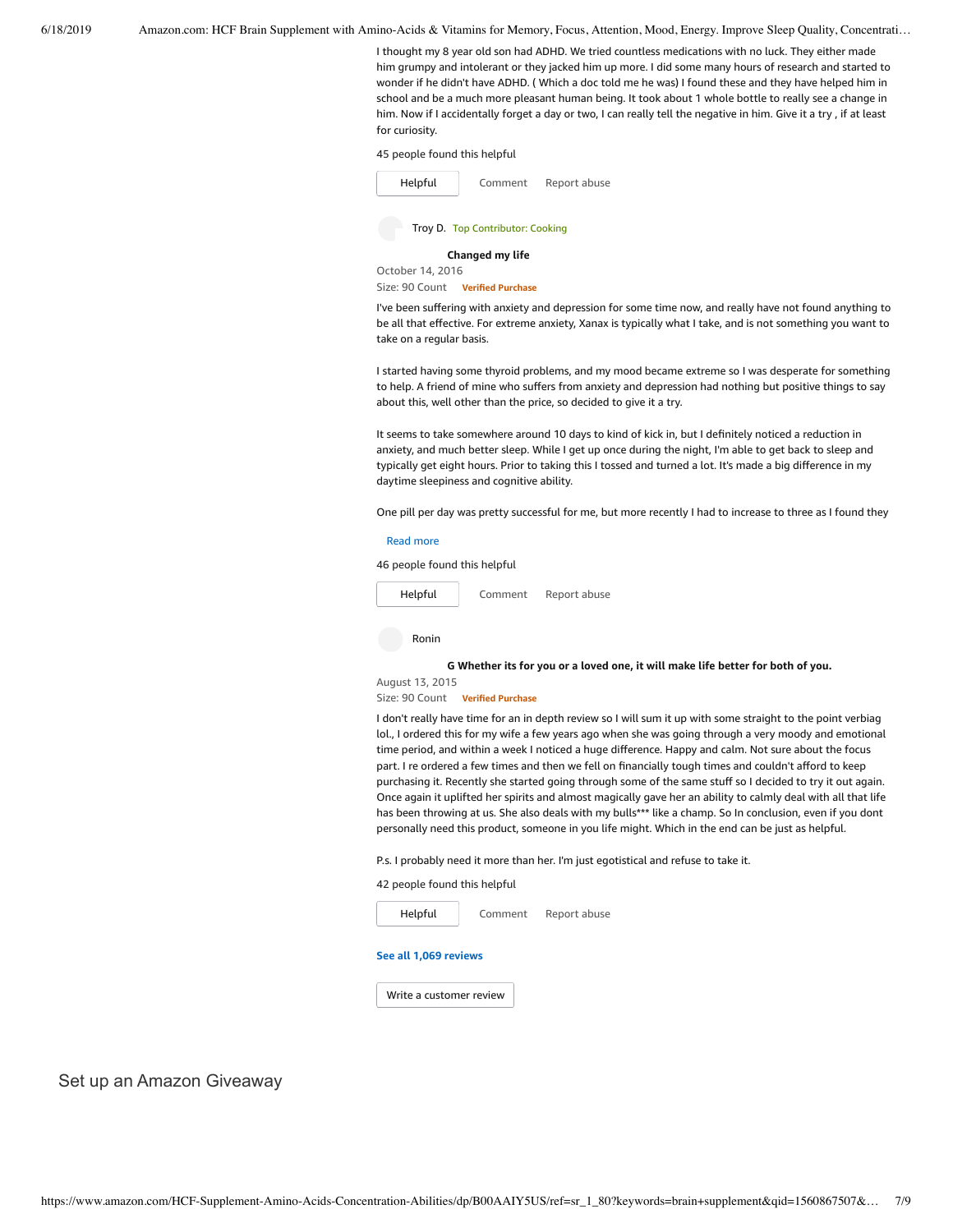I thought my 8 year old son had ADHD. We tried countless medications with no luck. They either made him grumpy and intolerant or they jacked him up more. I did some many hours of research and started to wonder if he didn't have ADHD. ( Which a doc told me he was) I found these and they have helped him in school and be a much more pleasant human being. It took about 1 whole bottle to really see a change in him. Now if I accidentally forget a day or two, I can really tell the negative in him. Give it a try , if at least for curiosity.

45 people found this helpful

Helpful Comment Report abuse

Troy D. Top Contributor: Cooking

**Changed my life**

October 14, 2016

Size: 90 Count **Verified Purchase**

I've been suffering with anxiety and depression for some time now, and really have not found anything to be all that effective. For extreme anxiety, Xanax is typically what I take, and is not something you want to take on a regular basis.

I started having some thyroid problems, and my mood became extreme so I was desperate for something to help. A friend of mine who suffers from anxiety and depression had nothing but positive things to say about this, well other than the price, so decided to give it a try.

It seems to take somewhere around 10 days to kind of kick in, but I definitely noticed a reduction in anxiety, and much better sleep. While I get up once during the night, I'm able to get back to sleep and typically get eight hours. Prior to taking this I tossed and turned a lot. It's made a big difference in my daytime sleepiness and cognitive ability.

One pill per day was pretty successful for me, but more recently I had to increase to three as I found they

Read more

46 people found this helpful

Helpful Comment Report abuse

Ronin

**G Whether its for you or a loved one, it will make life better for both of you.**

August 13, 2015

Size: 90 Count **Verified Purchase**

I don't really have time for an in depth review so I will sum it up with some straight to the point verbiag lol., I ordered this for my wife a few years ago when she was going through a very moody and emotional time period, and within a week I noticed a huge difference. Happy and calm. Not sure about the focus part. I re ordered a few times and then we fell on financially tough times and couldn't afford to keep purchasing it. Recently she started going through some of the same stuff so I decided to try it out again. Once again it uplifted her spirits and almost magically gave her an ability to calmly deal with all that life has been throwing at us. She also deals with my bulls*** like a champ. So In conclusion, even if you dont personally need this product, someone in you life might. Which in the end can be just as helpful.

P.s. I probably need it more than her. I'm just egotistical and refuse to take it.

42 people found this helpful

Helpful Comment Report abuse

**See all 1,069 reviews**

Write a customer review

Set up an Amazon Giveaway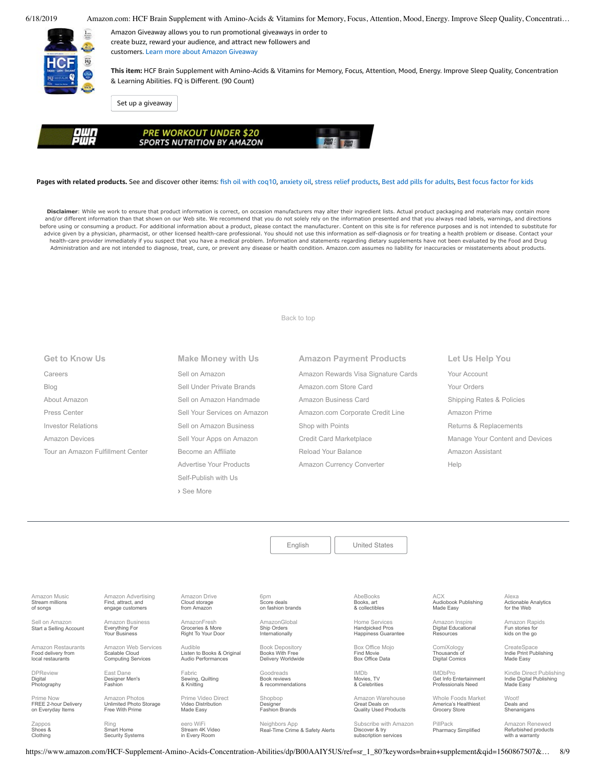Amazon Giveaway allows you to run promotional giveaways in order to create buzz, reward your audience, and attract new followers and customers. Learn more about Amazon Giveaway

**This item:** HCF Brain Supplement with Amino-Acids & Vitamins for Memory, Focus, Attention, Mood, Energy. Improve Sleep Quality, Concentration & Learning Abilities. FQ is Different. (90 Count)

Set up a giveaway

OWN PWR PRE WORKOUT UNDER $20 SPORTS NUTRITION BY AMAZON

**Pages with related products.** See and discover other items: fish oil with coq10, anxiety oil, stress relief products, Best add pills for adults, Best focus factor for kids

**Disclaimer**: While we work to ensure that product information is correct, on occasion manufacturers may alter their ingredient lists. Actual product packaging and materials may contain more and/or different information than that shown on our Web site. We recommend that you do not solely rely on the information presented and that you always read labels, warnings, and directions before using or consuming a product. For additional information about a product, please contact the manufacturer. Content on this site is for reference purposes and is not intended to substitute for advice given by a physician, pharmacist, or other licensed health-care professional. You should not use this information as self-diagnosis or for treating a health problem or disease. Contact your health-care provider immediately if you suspect that you have a medical problem. Information and statements regarding dietary supplements have not been evaluated by the Food and Drug Administration and are not intended to diagnose, treat, cure, or prevent any disease or health condition. Amazon.com assumes no liability for inaccuracies or misstatements about products.

Back to top

### Get to Know Us

- Careers
- Blog
- About Amazon
- Press Center
- Investor Relations
- Amazon Devices
- Tour an Amazon Fulfillment Center

### Make Money with Us

- Sell on Amazon
- Sell Under Private Brands
- Sell on Amazon Handmade
- Sell Your Services on Amazon
- Sell on Amazon Business
- Sell Your Apps on Amazon
- Become an Affiliate
- Advertise Your Products
- Self-Publish with Us
- › See More

### Amazon Payment Products

- Amazon Rewards Visa Signature Cards
- Amazon.com Store Card
- Amazon Business Card
- Amazon.com Corporate Credit Line
- Shop with Points
- Credit Card Marketplace
- Reload Your Balance
- Amazon Currency Converter

### Let Us Help You

- Your Account
- Your Orders
- Shipping Rates & Policies
- Amazon Prime
- Returns & Replacements
- Manage Your Content and Devices
- Amazon Assistant
- Help

English | United States

| | | | | | | |
|---|---|---|---|---|---|---|
| Amazon Music Stream millions of songs | Amazon Advertising Find, attract, and engage customers | Amazon Drive Cloud storage from Amazon | 6pm Score deals on fashion brands | AbeBooks Books, art & collectibles | ACX Audiobook Publishing Made Easy | Alexa Actionable Analytics for the Web |
| Sell on Amazon Start a Selling Account | Amazon Business Everything For Your Business | AmazonFresh Groceries & More Right To Your Door | AmazonGlobal Ship Orders Internationally | Home Services Handpicked Pros Happiness Guarantee | Amazon Inspire Digital Educational Resources | Amazon Rapids Fun stories for kids on the go |
| Amazon Restaurants Food delivery from local restaurants | Amazon Web Services Scalable Cloud Computing Services | Audible Listen to Books & Original Audio Performances | Book Depository Books With Free Delivery Worldwide | Box Office Mojo Find Movie Box Office Data | ComiXology Thousands of Digital Comics | CreateSpace Indie Print Publishing Made Easy |
| DPReview Digital Photography | East Dane Designer Men's Fashion | Fabric Sewing, Quilting & Knitting | Goodreads Book reviews & recommendations | IMDb Movies, TV & Celebrities | IMDbPro Get Info Entertainment Professionals Need | Kindle Direct Publishing Indie Digital Publishing Made Easy |
| Prime Now FREE 2-hour Delivery on Everyday Items | Amazon Photos Unlimited Photo Storage Free With Prime | Prime Video Direct Video Distribution Made Easy | Shopbop Designer Fashion Brands | Amazon Warehouse Great Deals on Quality Used Products | Whole Foods Market America's Healthiest Grocery Store | Woot! Deals and Shenanigans |
| Zappos Shoes & Clothing | Ring Smart Home Security Systems | eero WiFi Stream 4K Video in Every Room | Neighbors App Real-Time Crime & Safety Alerts | Subscribe with Amazon Discover & try subscription services | PillPack Pharmacy Simplified | Amazon Renewed Refurbished products with a warranty |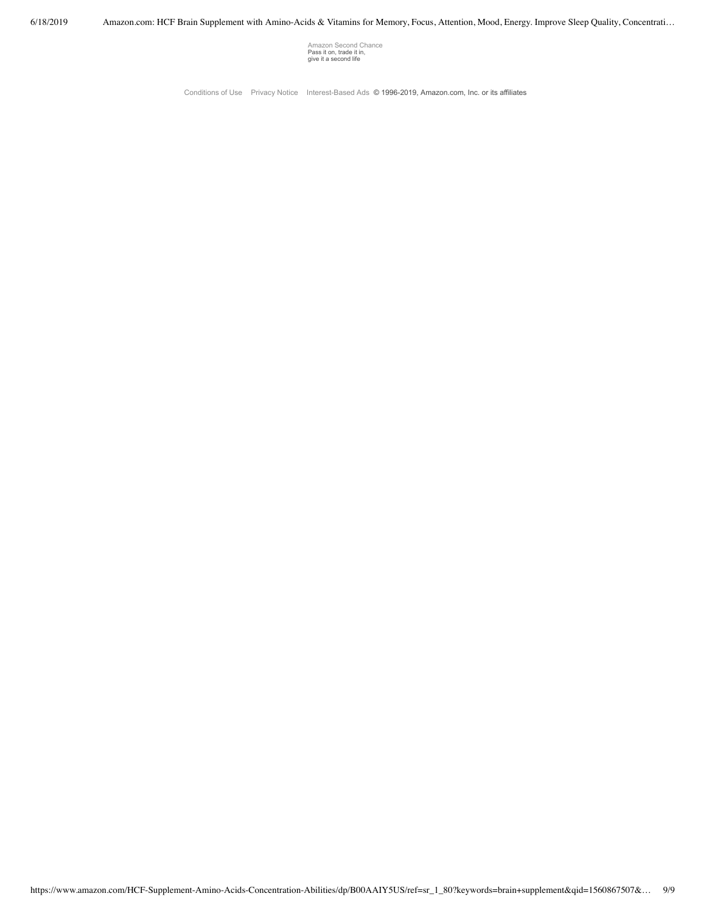Amazon Second Chance
Pass it on, trade it in,
give it a second life

Conditions of Use Privacy Notice Interest-Based Ads © 1996-2019, Amazon.com, Inc. or its affiliates